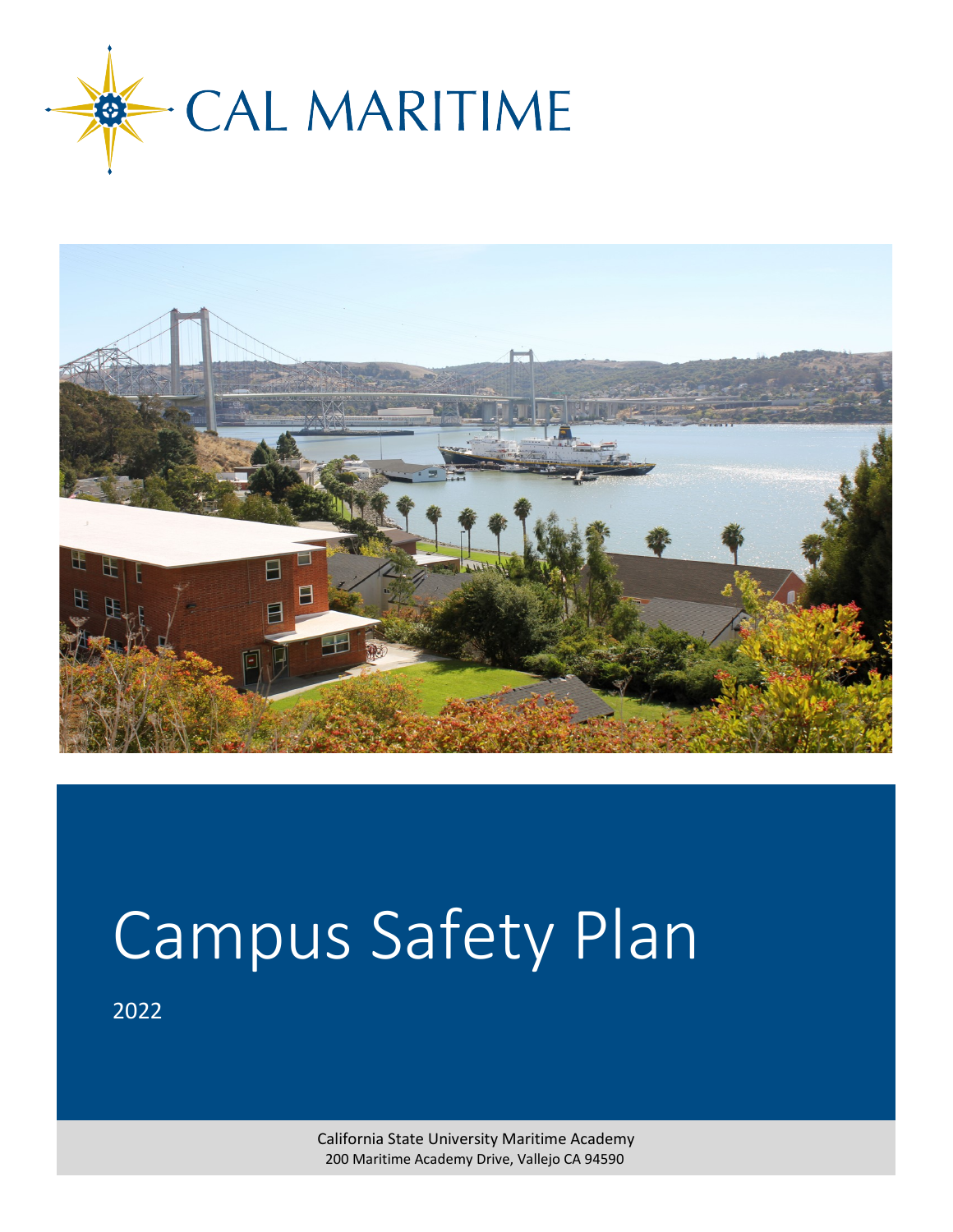CAL MARITIME

# Campus Safety Plan

2022

California State University Maritime Academy
200 Maritime Academy Drive, Vallejo CA 94590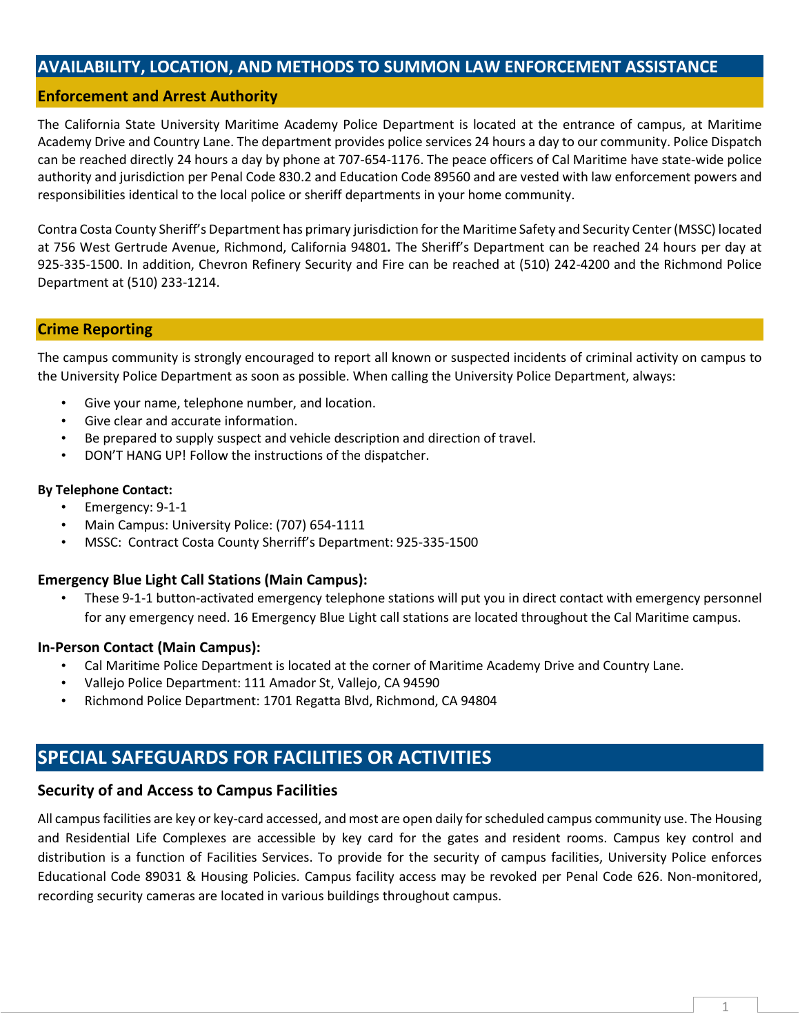## AVAILABILITY, LOCATION, AND METHODS TO SUMMON LAW ENFORCEMENT ASSISTANCE

### Enforcement and Arrest Authority

The California State University Maritime Academy Police Department is located at the entrance of campus, at Maritime Academy Drive and Country Lane. The department provides police services 24 hours a day to our community. Police Dispatch can be reached directly 24 hours a day by phone at 707-654-1176. The peace officers of Cal Maritime have state-wide police authority and jurisdiction per Penal Code 830.2 and Education Code 89560 and are vested with law enforcement powers and responsibilities identical to the local police or sheriff departments in your home community.

Contra Costa County Sheriff's Department has primary jurisdiction for the Maritime Safety and Security Center (MSSC) located at 756 West Gertrude Avenue, Richmond, California 94801. The Sheriff's Department can be reached 24 hours per day at 925-335-1500. In addition, Chevron Refinery Security and Fire can be reached at (510) 242-4200 and the Richmond Police Department at (510) 233-1214.

### Crime Reporting

The campus community is strongly encouraged to report all known or suspected incidents of criminal activity on campus to the University Police Department as soon as possible. When calling the University Police Department, always:

- Give your name, telephone number, and location.
- Give clear and accurate information.
- Be prepared to supply suspect and vehicle description and direction of travel.
- DON'T HANG UP! Follow the instructions of the dispatcher.

**By Telephone Contact:**

- Emergency: 9-1-1
- Main Campus: University Police: (707) 654-1111
- MSSC: Contract Costa County Sherriff's Department: 925-335-1500

**Emergency Blue Light Call Stations (Main Campus):**

- These 9-1-1 button-activated emergency telephone stations will put you in direct contact with emergency personnel for any emergency need. 16 Emergency Blue Light call stations are located throughout the Cal Maritime campus.

**In-Person Contact (Main Campus):**

- Cal Maritime Police Department is located at the corner of Maritime Academy Drive and Country Lane.
- Vallejo Police Department: 111 Amador St, Vallejo, CA 94590
- Richmond Police Department: 1701 Regatta Blvd, Richmond, CA 94804

## SPECIAL SAFEGUARDS FOR FACILITIES OR ACTIVITIES

### Security of and Access to Campus Facilities

All campus facilities are key or key-card accessed, and most are open daily for scheduled campus community use. The Housing and Residential Life Complexes are accessible by key card for the gates and resident rooms. Campus key control and distribution is a function of Facilities Services. To provide for the security of campus facilities, University Police enforces Educational Code 89031 & Housing Policies. Campus facility access may be revoked per Penal Code 626. Non-monitored, recording security cameras are located in various buildings throughout campus.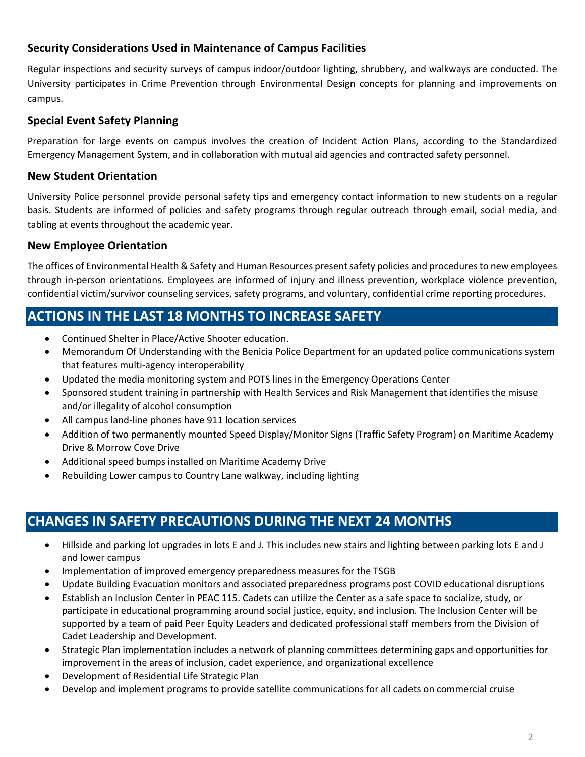### Security Considerations Used in Maintenance of Campus Facilities

Regular inspections and security surveys of campus indoor/outdoor lighting, shrubbery, and walkways are conducted. The University participates in Crime Prevention through Environmental Design concepts for planning and improvements on campus.

### Special Event Safety Planning

Preparation for large events on campus involves the creation of Incident Action Plans, according to the Standardized Emergency Management System, and in collaboration with mutual aid agencies and contracted safety personnel.

### New Student Orientation

University Police personnel provide personal safety tips and emergency contact information to new students on a regular basis. Students are informed of policies and safety programs through regular outreach through email, social media, and tabling at events throughout the academic year.

### New Employee Orientation

The offices of Environmental Health & Safety and Human Resources present safety policies and procedures to new employees through in-person orientations. Employees are informed of injury and illness prevention, workplace violence prevention, confidential victim/survivor counseling services, safety programs, and voluntary, confidential crime reporting procedures.

## ACTIONS IN THE LAST 18 MONTHS TO INCREASE SAFETY

- Continued Shelter in Place/Active Shooter education.
- Memorandum Of Understanding with the Benicia Police Department for an updated police communications system that features multi-agency interoperability
- Updated the media monitoring system and POTS lines in the Emergency Operations Center
- Sponsored student training in partnership with Health Services and Risk Management that identifies the misuse and/or illegality of alcohol consumption
- All campus land-line phones have 911 location services
- Addition of two permanently mounted Speed Display/Monitor Signs (Traffic Safety Program) on Maritime Academy Drive & Morrow Cove Drive
- Additional speed bumps installed on Maritime Academy Drive
- Rebuilding Lower campus to Country Lane walkway, including lighting

## CHANGES IN SAFETY PRECAUTIONS DURING THE NEXT 24 MONTHS

- Hillside and parking lot upgrades in lots E and J. This includes new stairs and lighting between parking lots E and J and lower campus
- Implementation of improved emergency preparedness measures for the TSGB
- Update Building Evacuation monitors and associated preparedness programs post COVID educational disruptions
- Establish an Inclusion Center in PEAC 115. Cadets can utilize the Center as a safe space to socialize, study, or participate in educational programming around social justice, equity, and inclusion. The Inclusion Center will be supported by a team of paid Peer Equity Leaders and dedicated professional staff members from the Division of Cadet Leadership and Development.
- Strategic Plan implementation includes a network of planning committees determining gaps and opportunities for improvement in the areas of inclusion, cadet experience, and organizational excellence
- Development of Residential Life Strategic Plan
- Develop and implement programs to provide satellite communications for all cadets on commercial cruise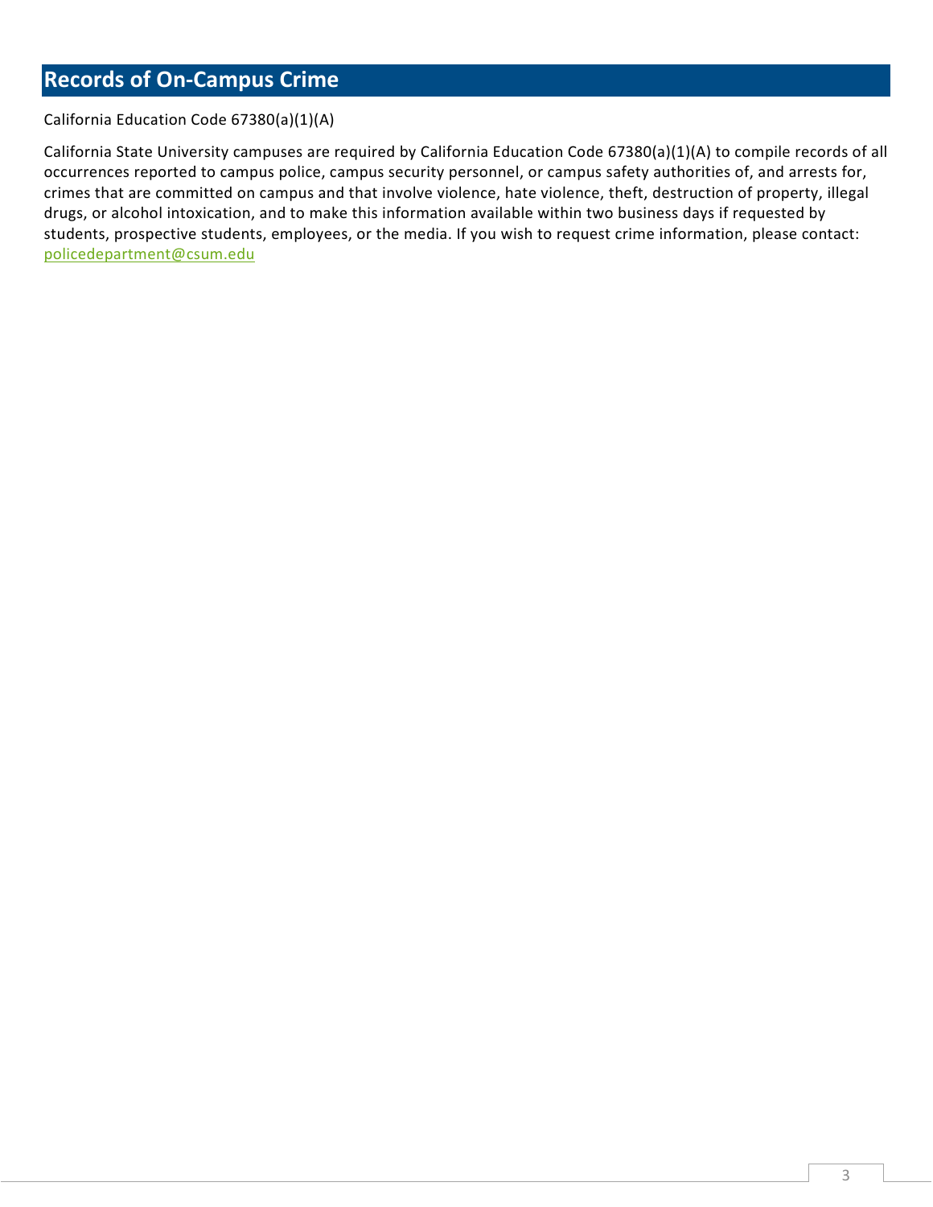## Records of On-Campus Crime

California Education Code 67380(a)(1)(A)

California State University campuses are required by California Education Code 67380(a)(1)(A) to compile records of all occurrences reported to campus police, campus security personnel, or campus safety authorities of, and arrests for, crimes that are committed on campus and that involve violence, hate violence, theft, destruction of property, illegal drugs, or alcohol intoxication, and to make this information available within two business days if requested by students, prospective students, employees, or the media. If you wish to request crime information, please contact: policedepartment@csum.edu